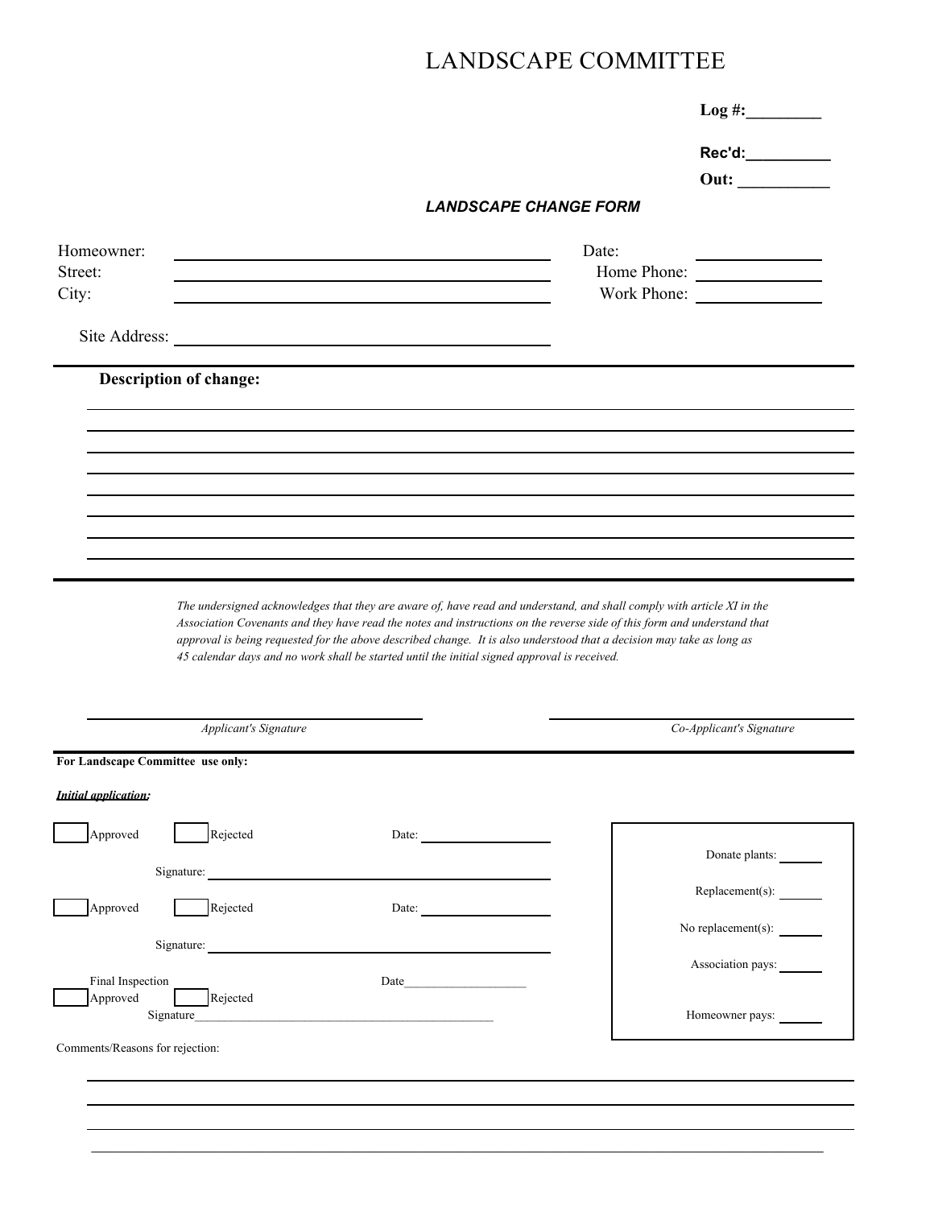# LANDSCAPE COMMITTEE

**Log #:**_________

**Rec'd:**__________

**Out:** ___________

***LANDSCAPE CHANGE FORM***

Homeowner: ______________________________ Date: ____________

Street: ______________________________ Home Phone: ____________

City: ______________________________ Work Phone: ____________

Site Address: ______________________________

**Description of change:**

_____________________________________________

_____________________________________________

_____________________________________________

_____________________________________________

_____________________________________________

_____________________________________________

_____________________________________________

*The undersigned acknowledges that they are aware of, have read and understand, and shall comply with article XI in the Association Covenants and they have read the notes and instructions on the reverse side of this form and understand that approval is being requested for the above described change. It is also understood that a decision may take as long as 45 calendar days and no work shall be started until the initial signed approval is received.*

______________________________ ______________________________

*Applicant's Signature* *Co-Applicant's Signature*

**For Landscape Committee use only:**

***Initial application:***

☐ Approved ☐ Rejected Date: ____________

Signature: ______________________________

☐ Approved ☐ Rejected Date: ____________

Signature: ______________________________

Final Inspection Date____________________

☐ Approved ☐ Rejected

Signature__________________________________________________

Donate plants: ______

Replacement(s): ______

No replacement(s): ______

Association pays: ______

Homeowner pays: ______

Comments/Reasons for rejection:

_____________________________________________

_____________________________________________

_____________________________________________

_____________________________________________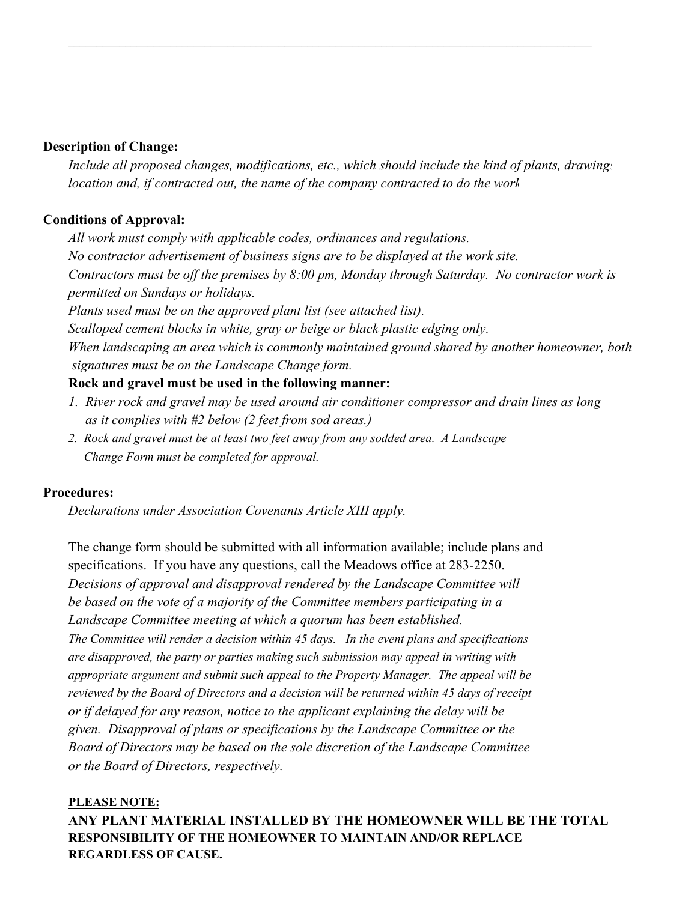---

**Description of Change:**

*Include all proposed changes, modifications, etc., which should include the kind of plants, drawings location and, if contracted out, the name of the company contracted to do the work*

**Conditions of Approval:**

*All work must comply with applicable codes, ordinances and regulations.*
*No contractor advertisement of business signs are to be displayed at the work site.*
*Contractors must be off the premises by 8:00 pm, Monday through Saturday. No contractor work is permitted on Sundays or holidays.*
*Plants used must be on the approved plant list (see attached list).*
*Scalloped cement blocks in white, gray or beige or black plastic edging only.*
*When landscaping an area which is commonly maintained ground shared by another homeowner, both signatures must be on the Landscape Change form.*

**Rock and gravel must be used in the following manner:**

1. *River rock and gravel may be used around air conditioner compressor and drain lines as long as it complies with #2 below (2 feet from sod areas.)*
2. *Rock and gravel must be at least two feet away from any sodded area. A Landscape Change Form must be completed for approval.*

**Procedures:**

*Declarations under Association Covenants Article XIII apply.*

The change form should be submitted with all information available; include plans and specifications. If you have any questions, call the Meadows office at 283-2250.
*Decisions of approval and disapproval rendered by the Landscape Committee will be based on the vote of a majority of the Committee members participating in a Landscape Committee meeting at which a quorum has been established.*
*The Committee will render a decision within 45 days. In the event plans and specifications are disapproved, the party or parties making such submission may appeal in writing with appropriate argument and submit such appeal to the Property Manager. The appeal will be reviewed by the Board of Directors and a decision will be returned within 45 days of receipt or if delayed for any reason, notice to the applicant explaining the delay will be given. Disapproval of plans or specifications by the Landscape Committee or the Board of Directors may be based on the sole discretion of the Landscape Committee or the Board of Directors, respectively.*

**PLEASE NOTE:**

**ANY PLANT MATERIAL INSTALLED BY THE HOMEOWNER WILL BE THE TOTAL RESPONSIBILITY OF THE HOMEOWNER TO MAINTAIN AND/OR REPLACE REGARDLESS OF CAUSE.**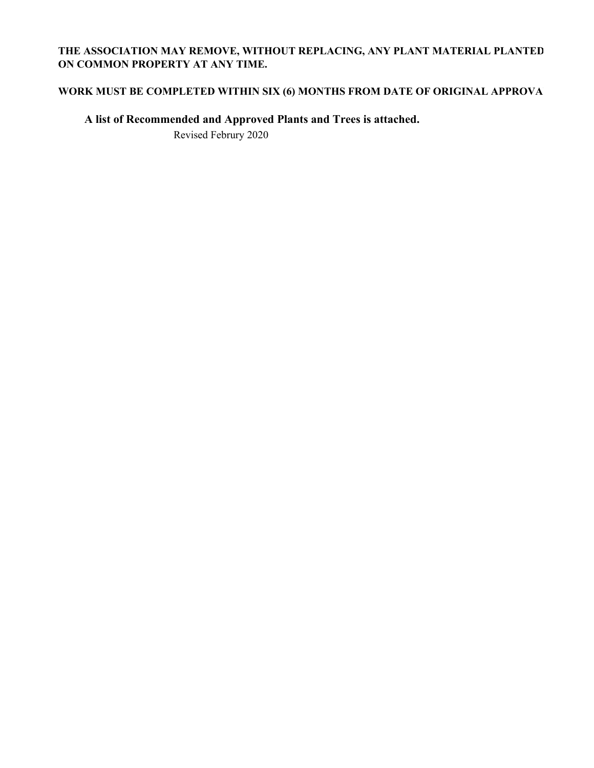**THE ASSOCIATION MAY REMOVE, WITHOUT REPLACING, ANY PLANT MATERIAL PLANTED ON COMMON PROPERTY AT ANY TIME.**

**WORK MUST BE COMPLETED WITHIN SIX (6) MONTHS FROM DATE OF ORIGINAL APPROVA**

**A list of Recommended and Approved Plants and Trees is attached.**

Revised Februry 2020